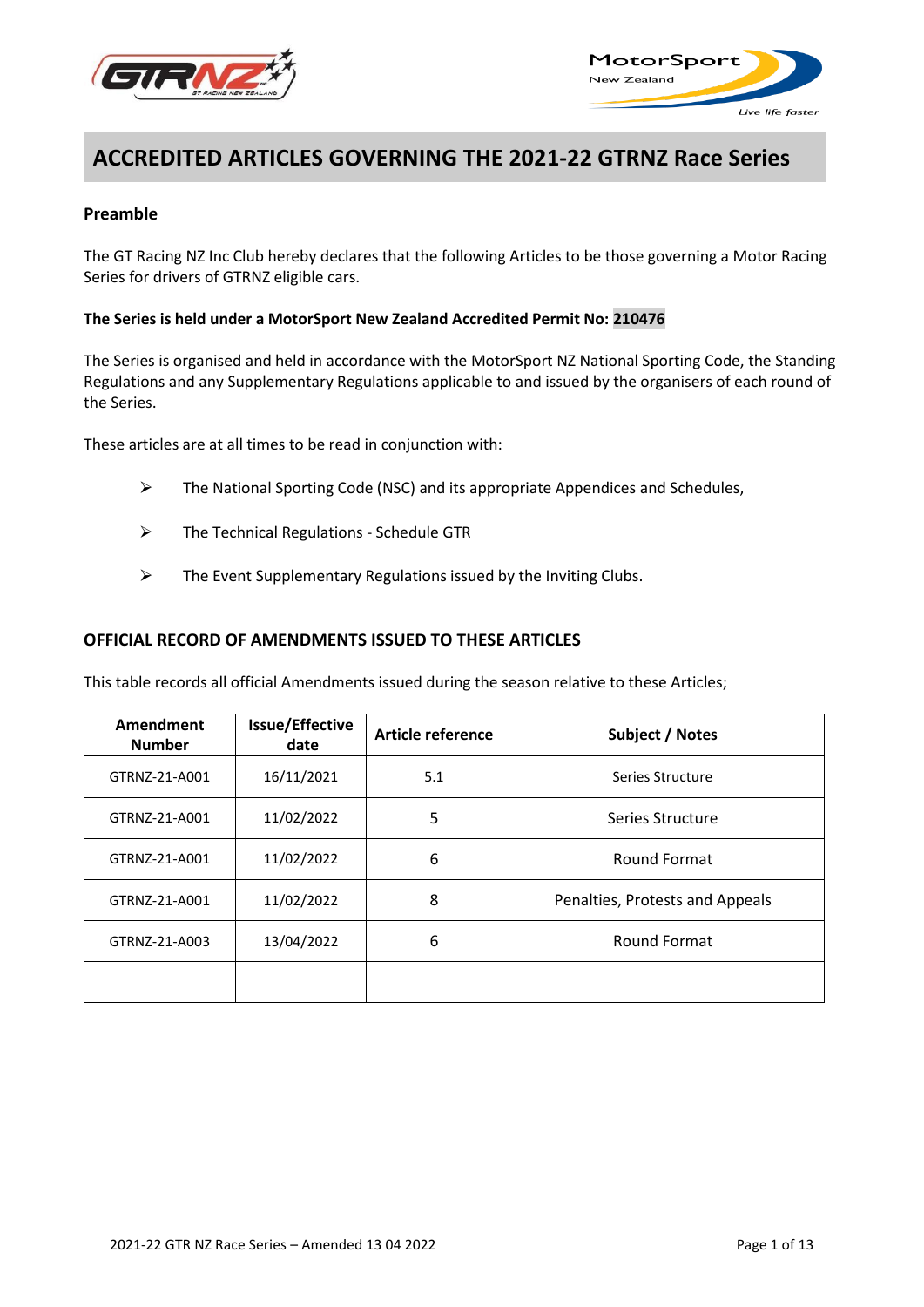# ACCREDITED ARTICLES GOVERNING THE 2021-22 GTRNZ Race Series

## Preamble

The GT Racing NZ Inc Club hereby declares that the following Articles to be those governing a Motor Racing Series for drivers of GTRNZ eligible cars.

**The Series is held under a MotorSport New Zealand Accredited Permit No: 210476**

The Series is organised and held in accordance with the MotorSport NZ National Sporting Code, the Standing Regulations and any Supplementary Regulations applicable to and issued by the organisers of each round of the Series.

These articles are at all times to be read in conjunction with:

- The National Sporting Code (NSC) and its appropriate Appendices and Schedules,
- The Technical Regulations - Schedule GTR
- The Event Supplementary Regulations issued by the Inviting Clubs.

## OFFICIAL RECORD OF AMENDMENTS ISSUED TO THESE ARTICLES

This table records all official Amendments issued during the season relative to these Articles;

| Amendment Number | Issue/Effective date | Article reference | Subject / Notes |
|---|---|---|---|
| GTRNZ-21-A001 | 16/11/2021 | 5.1 | Series Structure |
| GTRNZ-21-A001 | 11/02/2022 | 5 | Series Structure |
| GTRNZ-21-A001 | 11/02/2022 | 6 | Round Format |
| GTRNZ-21-A001 | 11/02/2022 | 8 | Penalties, Protests and Appeals |
| GTRNZ-21-A003 | 13/04/2022 | 6 | Round Format |
| | | | |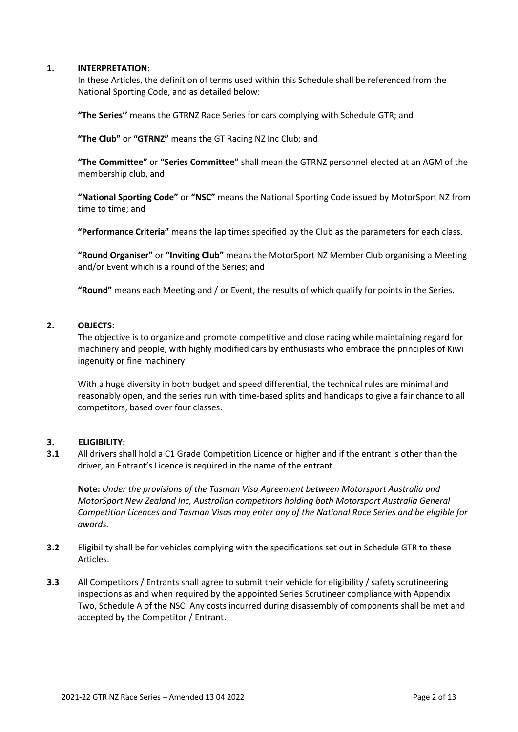## 1. INTERPRETATION:

In these Articles, the definition of terms used within this Schedule shall be referenced from the National Sporting Code, and as detailed below:

**"The Series''** means the GTRNZ Race Series for cars complying with Schedule GTR; and

**"The Club"** or **"GTRNZ"** means the GT Racing NZ Inc Club; and

**"The Committee"** or **"Series Committee"** shall mean the GTRNZ personnel elected at an AGM of the membership club, and

**"National Sporting Code"** or **"NSC"** means the National Sporting Code issued by MotorSport NZ from time to time; and

**"Performance Criteria"** means the lap times specified by the Club as the parameters for each class.

**"Round Organiser"** or **"Inviting Club"** means the MotorSport NZ Member Club organising a Meeting and/or Event which is a round of the Series; and

**"Round"** means each Meeting and / or Event, the results of which qualify for points in the Series.

## 2. OBJECTS:

The objective is to organize and promote competitive and close racing while maintaining regard for machinery and people, with highly modified cars by enthusiasts who embrace the principles of Kiwi ingenuity or fine machinery.

With a huge diversity in both budget and speed differential, the technical rules are minimal and reasonably open, and the series run with time-based splits and handicaps to give a fair chance to all competitors, based over four classes.

## 3. ELIGIBILITY:

**3.1** All drivers shall hold a C1 Grade Competition Licence or higher and if the entrant is other than the driver, an Entrant's Licence is required in the name of the entrant.

**Note:** *Under the provisions of the Tasman Visa Agreement between Motorsport Australia and MotorSport New Zealand Inc, Australian competitors holding both Motorsport Australia General Competition Licences and Tasman Visas may enter any of the National Race Series and be eligible for awards.*

**3.2** Eligibility shall be for vehicles complying with the specifications set out in Schedule GTR to these Articles.

**3.3** All Competitors / Entrants shall agree to submit their vehicle for eligibility / safety scrutineering inspections as and when required by the appointed Series Scrutineer compliance with Appendix Two, Schedule A of the NSC. Any costs incurred during disassembly of components shall be met and accepted by the Competitor / Entrant.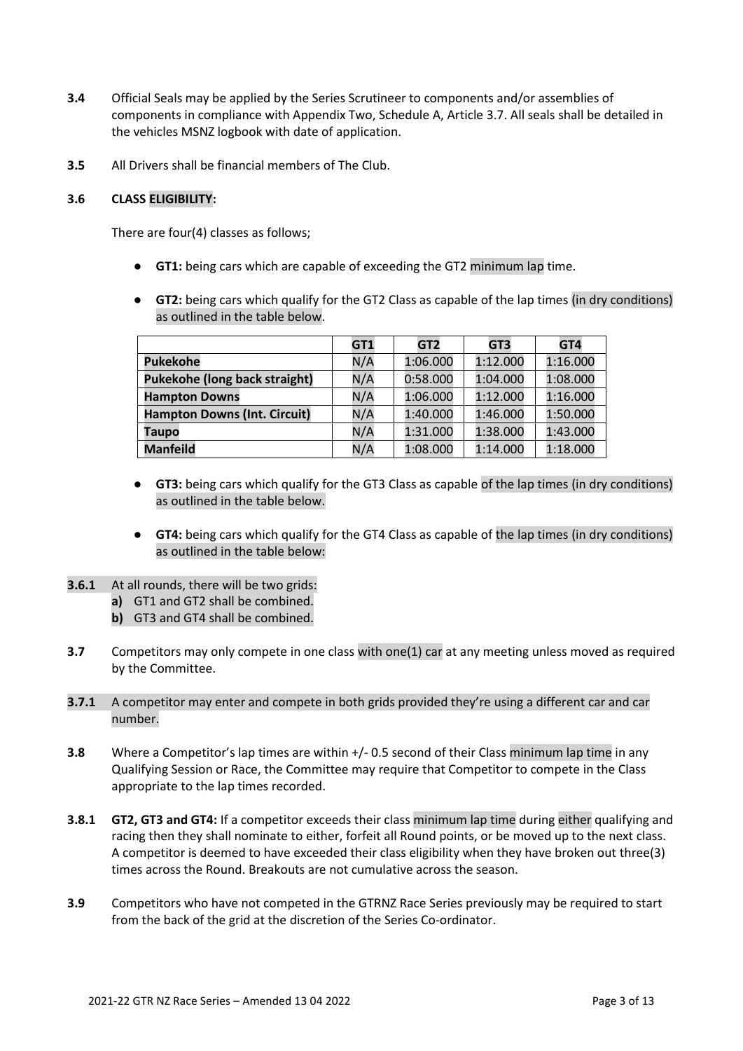**3.4** Official Seals may be applied by the Series Scrutineer to components and/or assemblies of components in compliance with Appendix Two, Schedule A, Article 3.7. All seals shall be detailed in the vehicles MSNZ logbook with date of application.

**3.5** All Drivers shall be financial members of The Club.

**3.6** **CLASS ELIGIBILITY:**

There are four(4) classes as follows;

- **GT1:** being cars which are capable of exceeding the GT2 minimum lap time.
- **GT2:** being cars which qualify for the GT2 Class as capable of the lap times (in dry conditions) as outlined in the table below.

| | GT1 | GT2 | GT3 | GT4 |
|---|---|---|---|---|
| **Pukekohe** | N/A | 1:06.000 | 1:12.000 | 1:16.000 |
| **Pukekohe (long back straight)** | N/A | 0:58.000 | 1:04.000 | 1:08.000 |
| **Hampton Downs** | N/A | 1:06.000 | 1:12.000 | 1:16.000 |
| **Hampton Downs (Int. Circuit)** | N/A | 1:40.000 | 1:46.000 | 1:50.000 |
| **Taupo** | N/A | 1:31.000 | 1:38.000 | 1:43.000 |
| **Manfeild** | N/A | 1:08.000 | 1:14.000 | 1:18.000 |

- **GT3:** being cars which qualify for the GT3 Class as capable of the lap times (in dry conditions) as outlined in the table below.
- **GT4:** being cars which qualify for the GT4 Class as capable of the lap times (in dry conditions) as outlined in the table below:

**3.6.1** At all rounds, there will be two grids:
**a)** GT1 and GT2 shall be combined.
**b)** GT3 and GT4 shall be combined.

**3.7** Competitors may only compete in one class with one(1) car at any meeting unless moved as required by the Committee.

**3.7.1** A competitor may enter and compete in both grids provided they're using a different car and car number.

**3.8** Where a Competitor's lap times are within +/- 0.5 second of their Class minimum lap time in any Qualifying Session or Race, the Committee may require that Competitor to compete in the Class appropriate to the lap times recorded.

**3.8.1** **GT2, GT3 and GT4:** If a competitor exceeds their class minimum lap time during either qualifying and racing then they shall nominate to either, forfeit all Round points, or be moved up to the next class. A competitor is deemed to have exceeded their class eligibility when they have broken out three(3) times across the Round. Breakouts are not cumulative across the season.

**3.9** Competitors who have not competed in the GTRNZ Race Series previously may be required to start from the back of the grid at the discretion of the Series Co-ordinator.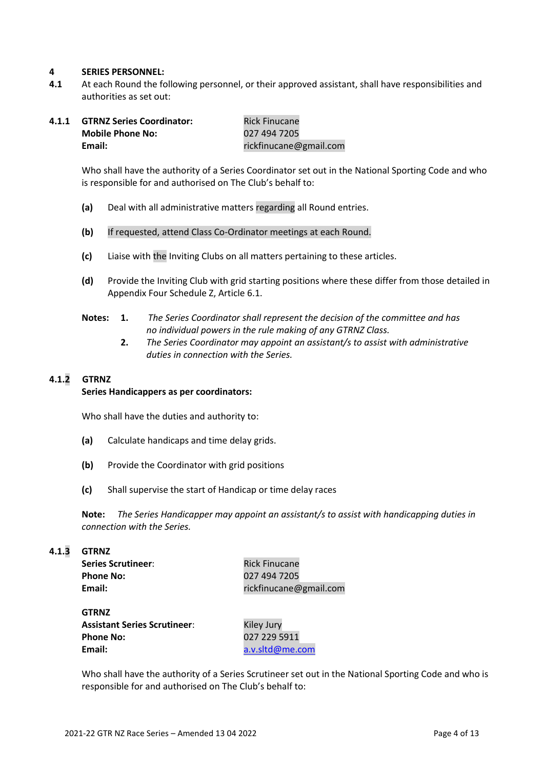## 4 SERIES PERSONNEL:

**4.1** At each Round the following personnel, or their approved assistant, shall have responsibilities and authorities as set out:

**4.1.1**

| | |
|---|---|
| **GTRNZ Series Coordinator:** | Rick Finucane |
| **Mobile Phone No:** | 027 494 7205 |
| **Email:** | rickfinucane@gmail.com |

Who shall have the authority of a Series Coordinator set out in the National Sporting Code and who is responsible for and authorised on The Club's behalf to:

**(a)** Deal with all administrative matters regarding all Round entries.

**(b)** If requested, attend Class Co-Ordinator meetings at each Round.

**(c)** Liaise with the Inviting Clubs on all matters pertaining to these articles.

**(d)** Provide the Inviting Club with grid starting positions where these differ from those detailed in Appendix Four Schedule Z, Article 6.1.

**Notes:**

1. *The Series Coordinator shall represent the decision of the committee and has no individual powers in the rule making of any GTRNZ Class.*
2. *The Series Coordinator may appoint an assistant/s to assist with administrative duties in connection with the Series.*

**4.1.2** **GTRNZ**
**Series Handicappers as per coordinators:**

Who shall have the duties and authority to:

**(a)** Calculate handicaps and time delay grids.

**(b)** Provide the Coordinator with grid positions

**(c)** Shall supervise the start of Handicap or time delay races

**Note:** *The Series Handicapper may appoint an assistant/s to assist with handicapping duties in connection with the Series.*

**4.1.3**

| | |
|---|---|
| **GTRNZ** | |
| **Series Scrutineer**: | Rick Finucane |
| **Phone No:** | 027 494 7205 |
| **Email:** | rickfinucane@gmail.com |
| | |
| **GTRNZ** | |
| **Assistant Series Scrutineer**: | Kiley Jury |
| **Phone No:** | 027 229 5911 |
| **Email:** | a.v.sltd@me.com |

Who shall have the authority of a Series Scrutineer set out in the National Sporting Code and who is responsible for and authorised on The Club's behalf to: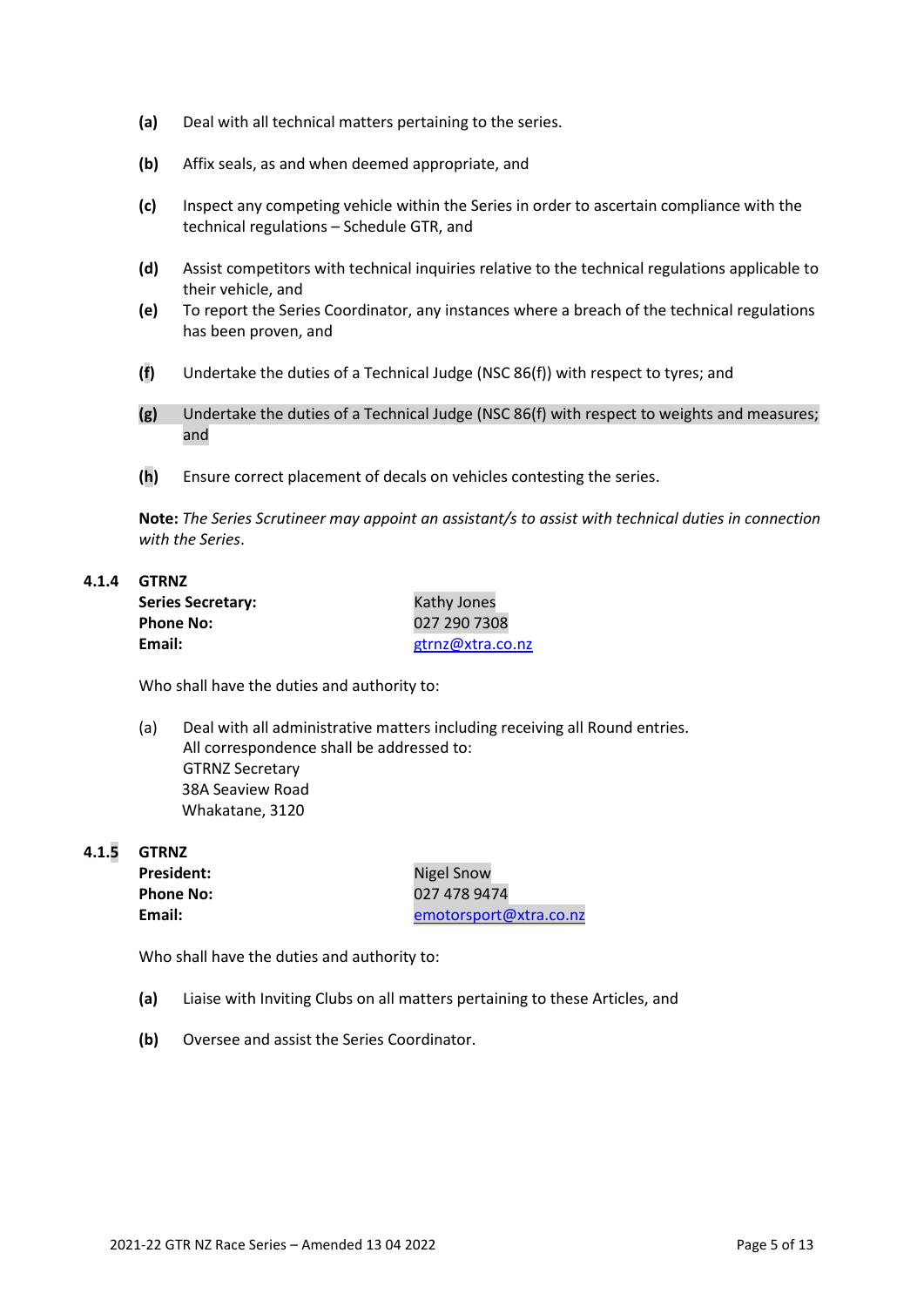**(a)** Deal with all technical matters pertaining to the series.

**(b)** Affix seals, as and when deemed appropriate, and

**(c)** Inspect any competing vehicle within the Series in order to ascertain compliance with the technical regulations – Schedule GTR, and

**(d)** Assist competitors with technical inquiries relative to the technical regulations applicable to their vehicle, and

**(e)** To report the Series Coordinator, any instances where a breach of the technical regulations has been proven, and

**(f)** Undertake the duties of a Technical Judge (NSC 86(f)) with respect to tyres; and

**(g)** Undertake the duties of a Technical Judge (NSC 86(f) with respect to weights and measures; and

**(h)** Ensure correct placement of decals on vehicles contesting the series.

**Note:** *The Series Scrutineer may appoint an assistant/s to assist with technical duties in connection with the Series.*

**4.1.4 GTRNZ**

| | |
|---|---|
| **Series Secretary:** | Kathy Jones |
| **Phone No:** | 027 290 7308 |
| **Email:** | gtrnz@xtra.co.nz |

Who shall have the duties and authority to:

(a) Deal with all administrative matters including receiving all Round entries.
All correspondence shall be addressed to:
GTRNZ Secretary
38A Seaview Road
Whakatane, 3120

**4.1.5 GTRNZ**

| | |
|---|---|
| **President:** | Nigel Snow |
| **Phone No:** | 027 478 9474 |
| **Email:** | emotorsport@xtra.co.nz |

Who shall have the duties and authority to:

**(a)** Liaise with Inviting Clubs on all matters pertaining to these Articles, and

**(b)** Oversee and assist the Series Coordinator.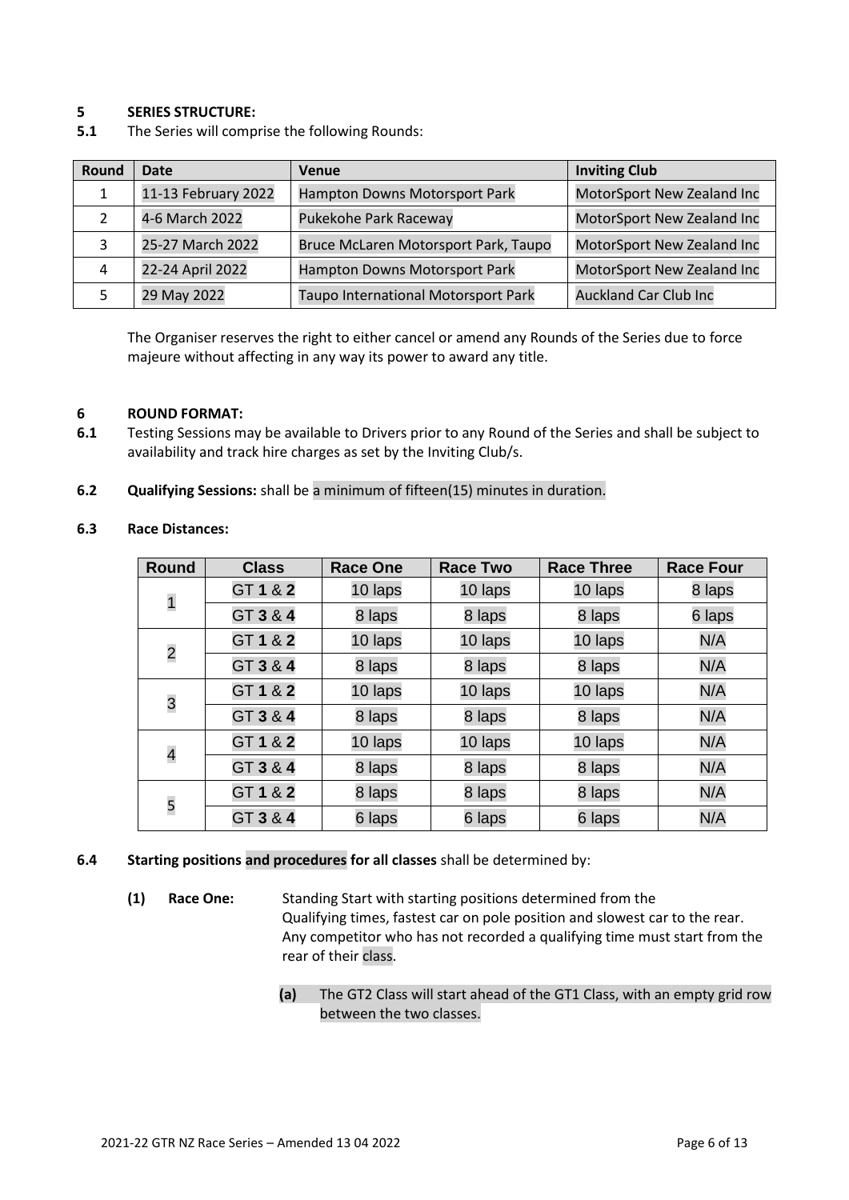## 5 SERIES STRUCTURE:

**5.1** The Series will comprise the following Rounds:

| Round | Date | Venue | Inviting Club |
|---|---|---|---|
| 1 | 11-13 February 2022 | Hampton Downs Motorsport Park | MotorSport New Zealand Inc |
| 2 | 4-6 March 2022 | Pukekohe Park Raceway | MotorSport New Zealand Inc |
| 3 | 25-27 March 2022 | Bruce McLaren Motorsport Park, Taupo | MotorSport New Zealand Inc |
| 4 | 22-24 April 2022 | Hampton Downs Motorsport Park | MotorSport New Zealand Inc |
| 5 | 29 May 2022 | Taupo International Motorsport Park | Auckland Car Club Inc |

The Organiser reserves the right to either cancel or amend any Rounds of the Series due to force majeure without affecting in any way its power to award any title.

## 6 ROUND FORMAT:

**6.1** Testing Sessions may be available to Drivers prior to any Round of the Series and shall be subject to availability and track hire charges as set by the Inviting Club/s.

**6.2** **Qualifying Sessions:** shall be a minimum of fifteen(15) minutes in duration.

**6.3** **Race Distances:**

| Round | Class | Race One | Race Two | Race Three | Race Four |
|---|---|---|---|---|---|
| 1 | GT **1** & **2** | 10 laps | 10 laps | 10 laps | 8 laps |
| | GT **3** & **4** | 8 laps | 8 laps | 8 laps | 6 laps |
| 2 | GT **1** & **2** | 10 laps | 10 laps | 10 laps | N/A |
| | GT **3** & **4** | 8 laps | 8 laps | 8 laps | N/A |
| 3 | GT **1** & **2** | 10 laps | 10 laps | 10 laps | N/A |
| | GT **3** & **4** | 8 laps | 8 laps | 8 laps | N/A |
| 4 | GT **1** & **2** | 10 laps | 10 laps | 10 laps | N/A |
| | GT **3** & **4** | 8 laps | 8 laps | 8 laps | N/A |
| 5 | GT **1** & **2** | 8 laps | 8 laps | 8 laps | N/A |
| | GT **3** & **4** | 6 laps | 6 laps | 6 laps | N/A |

**6.4** **Starting positions and procedures for all classes** shall be determined by:

**(1) Race One:** Standing Start with starting positions determined from the Qualifying times, fastest car on pole position and slowest car to the rear. Any competitor who has not recorded a qualifying time must start from the rear of their class.

**(a)** The GT2 Class will start ahead of the GT1 Class, with an empty grid row between the two classes.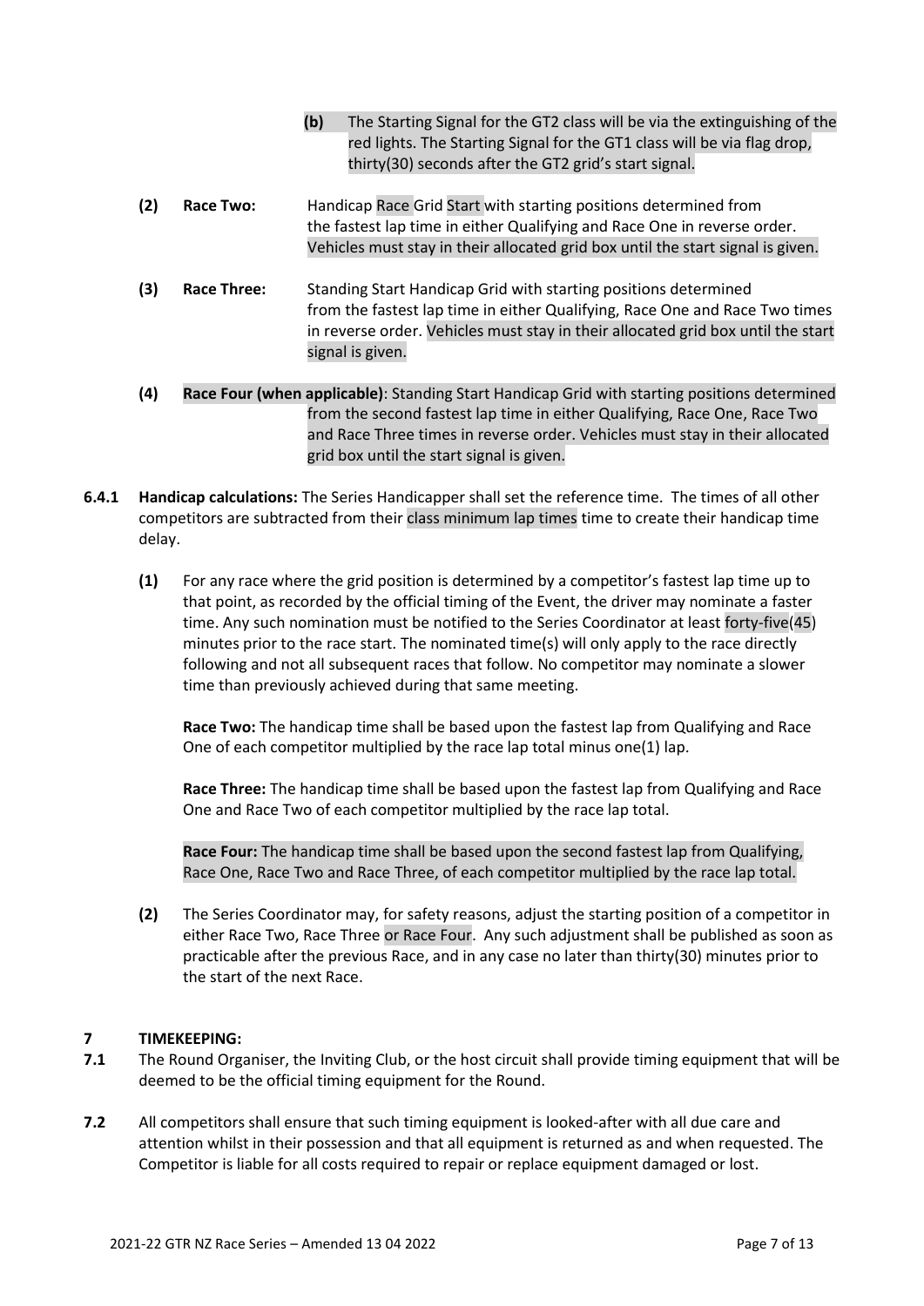**(b)** The Starting Signal for the GT2 class will be via the extinguishing of the red lights. The Starting Signal for the GT1 class will be via flag drop, thirty(30) seconds after the GT2 grid's start signal.

**(2) Race Two:** Handicap Race Grid Start with starting positions determined from the fastest lap time in either Qualifying and Race One in reverse order. Vehicles must stay in their allocated grid box until the start signal is given.

**(3) Race Three:** Standing Start Handicap Grid with starting positions determined from the fastest lap time in either Qualifying, Race One and Race Two times in reverse order. Vehicles must stay in their allocated grid box until the start signal is given.

**(4) Race Four (when applicable)**: Standing Start Handicap Grid with starting positions determined from the second fastest lap time in either Qualifying, Race One, Race Two and Race Three times in reverse order. Vehicles must stay in their allocated grid box until the start signal is given.

**6.4.1 Handicap calculations:** The Series Handicapper shall set the reference time. The times of all other competitors are subtracted from their class minimum lap times time to create their handicap time delay.

**(1)** For any race where the grid position is determined by a competitor's fastest lap time up to that point, as recorded by the official timing of the Event, the driver may nominate a faster time. Any such nomination must be notified to the Series Coordinator at least forty-five(45) minutes prior to the race start. The nominated time(s) will only apply to the race directly following and not all subsequent races that follow. No competitor may nominate a slower time than previously achieved during that same meeting.

**Race Two:** The handicap time shall be based upon the fastest lap from Qualifying and Race One of each competitor multiplied by the race lap total minus one(1) lap.

**Race Three:** The handicap time shall be based upon the fastest lap from Qualifying and Race One and Race Two of each competitor multiplied by the race lap total.

**Race Four:** The handicap time shall be based upon the second fastest lap from Qualifying, Race One, Race Two and Race Three, of each competitor multiplied by the race lap total.

**(2)** The Series Coordinator may, for safety reasons, adjust the starting position of a competitor in either Race Two, Race Three or Race Four. Any such adjustment shall be published as soon as practicable after the previous Race, and in any case no later than thirty(30) minutes prior to the start of the next Race.

## 7 TIMEKEEPING:

**7.1** The Round Organiser, the Inviting Club, or the host circuit shall provide timing equipment that will be deemed to be the official timing equipment for the Round.

**7.2** All competitors shall ensure that such timing equipment is looked-after with all due care and attention whilst in their possession and that all equipment is returned as and when requested. The Competitor is liable for all costs required to repair or replace equipment damaged or lost.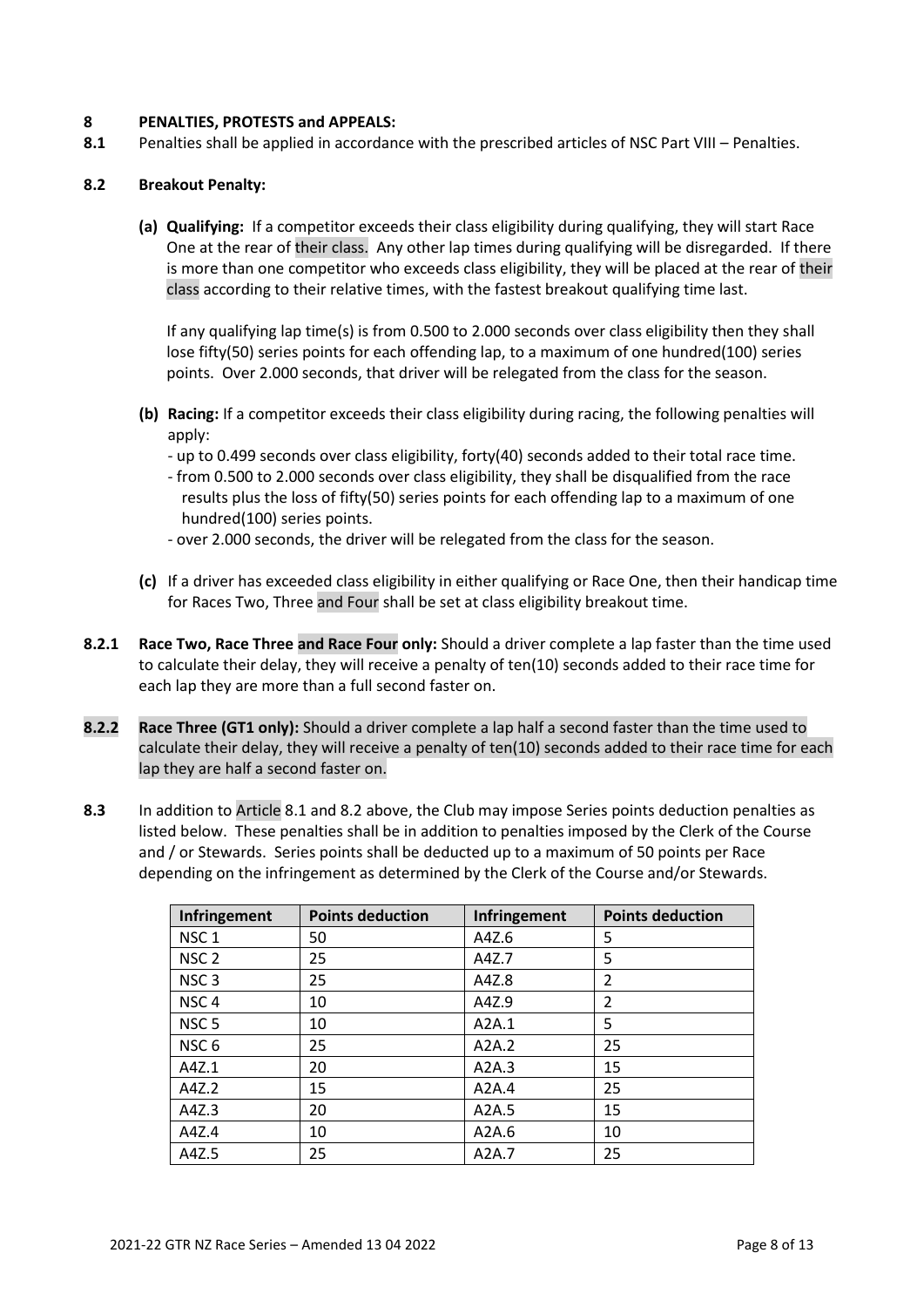## 8 PENALTIES, PROTESTS and APPEALS:

**8.1** Penalties shall be applied in accordance with the prescribed articles of NSC Part VIII – Penalties.

### 8.2 Breakout Penalty:

**(a) Qualifying:** If a competitor exceeds their class eligibility during qualifying, they will start Race One at the rear of their class. Any other lap times during qualifying will be disregarded. If there is more than one competitor who exceeds class eligibility, they will be placed at the rear of their class according to their relative times, with the fastest breakout qualifying time last.

If any qualifying lap time(s) is from 0.500 to 2.000 seconds over class eligibility then they shall lose fifty(50) series points for each offending lap, to a maximum of one hundred(100) series points. Over 2.000 seconds, that driver will be relegated from the class for the season.

**(b) Racing:** If a competitor exceeds their class eligibility during racing, the following penalties will apply:

- up to 0.499 seconds over class eligibility, forty(40) seconds added to their total race time.
- from 0.500 to 2.000 seconds over class eligibility, they shall be disqualified from the race results plus the loss of fifty(50) series points for each offending lap to a maximum of one hundred(100) series points.
- over 2.000 seconds, the driver will be relegated from the class for the season.

**(c)** If a driver has exceeded class eligibility in either qualifying or Race One, then their handicap time for Races Two, Three and Four shall be set at class eligibility breakout time.

**8.2.1 Race Two, Race Three and Race Four only:** Should a driver complete a lap faster than the time used to calculate their delay, they will receive a penalty of ten(10) seconds added to their race time for each lap they are more than a full second faster on.

**8.2.2 Race Three (GT1 only):** Should a driver complete a lap half a second faster than the time used to calculate their delay, they will receive a penalty of ten(10) seconds added to their race time for each lap they are half a second faster on.

**8.3** In addition to Article 8.1 and 8.2 above, the Club may impose Series points deduction penalties as listed below. These penalties shall be in addition to penalties imposed by the Clerk of the Course and / or Stewards. Series points shall be deducted up to a maximum of 50 points per Race depending on the infringement as determined by the Clerk of the Course and/or Stewards.

| Infringement | Points deduction | Infringement | Points deduction |
|---|---|---|---|
| NSC 1 | 50 | A4Z.6 | 5 |
| NSC 2 | 25 | A4Z.7 | 5 |
| NSC 3 | 25 | A4Z.8 | 2 |
| NSC 4 | 10 | A4Z.9 | 2 |
| NSC 5 | 10 | A2A.1 | 5 |
| NSC 6 | 25 | A2A.2 | 25 |
| A4Z.1 | 20 | A2A.3 | 15 |
| A4Z.2 | 15 | A2A.4 | 25 |
| A4Z.3 | 20 | A2A.5 | 15 |
| A4Z.4 | 10 | A2A.6 | 10 |
| A4Z.5 | 25 | A2A.7 | 25 |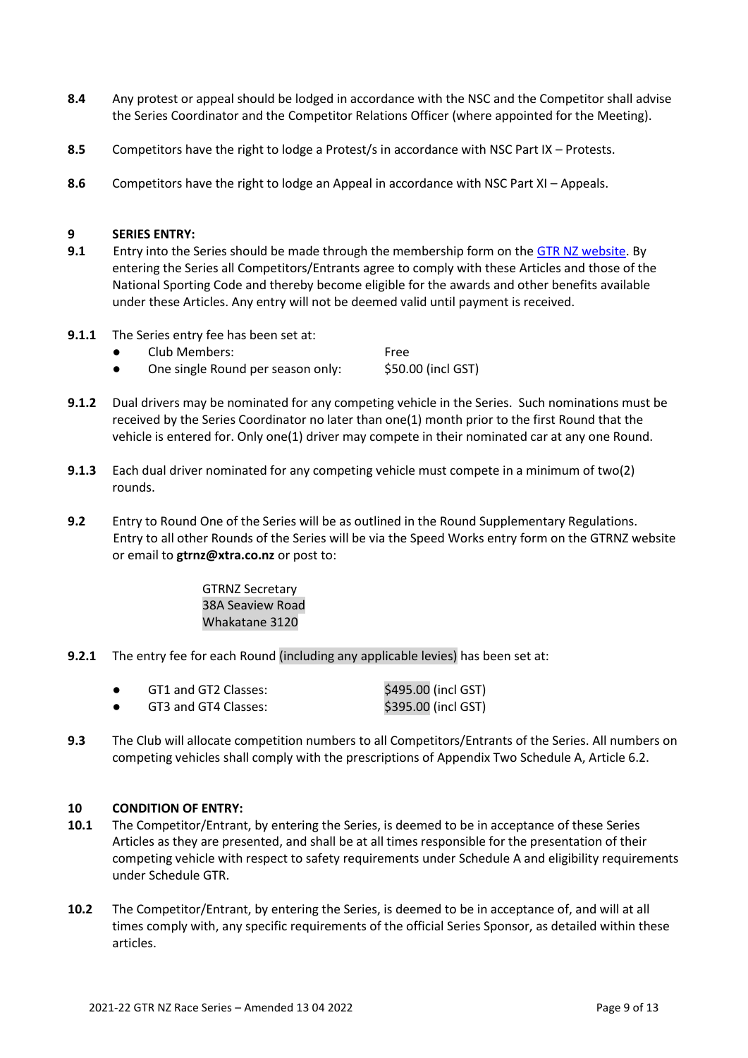**8.4** Any protest or appeal should be lodged in accordance with the NSC and the Competitor shall advise the Series Coordinator and the Competitor Relations Officer (where appointed for the Meeting).

**8.5** Competitors have the right to lodge a Protest/s in accordance with NSC Part IX – Protests.

**8.6** Competitors have the right to lodge an Appeal in accordance with NSC Part XI – Appeals.

## 9 SERIES ENTRY:

**9.1** Entry into the Series should be made through the membership form on the GTR NZ website. By entering the Series all Competitors/Entrants agree to comply with these Articles and those of the National Sporting Code and thereby become eligible for the awards and other benefits available under these Articles. Any entry will not be deemed valid until payment is received.

**9.1.1** The Series entry fee has been set at:

- Club Members: Free
- One single Round per season only: $50.00 (incl GST)

**9.1.2** Dual drivers may be nominated for any competing vehicle in the Series. Such nominations must be received by the Series Coordinator no later than one(1) month prior to the first Round that the vehicle is entered for. Only one(1) driver may compete in their nominated car at any one Round.

**9.1.3** Each dual driver nominated for any competing vehicle must compete in a minimum of two(2) rounds.

**9.2** Entry to Round One of the Series will be as outlined in the Round Supplementary Regulations. Entry to all other Rounds of the Series will be via the Speed Works entry form on the GTRNZ website or email to **gtrnz@xtra.co.nz** or post to:

GTRNZ Secretary
38A Seaview Road
Whakatane 3120

**9.2.1** The entry fee for each Round (including any applicable levies) has been set at:

- GT1 and GT2 Classes: $495.00 (incl GST)
- GT3 and GT4 Classes: $395.00 (incl GST)

**9.3** The Club will allocate competition numbers to all Competitors/Entrants of the Series. All numbers on competing vehicles shall comply with the prescriptions of Appendix Two Schedule A, Article 6.2.

## 10 CONDITION OF ENTRY:

**10.1** The Competitor/Entrant, by entering the Series, is deemed to be in acceptance of these Series Articles as they are presented, and shall be at all times responsible for the presentation of their competing vehicle with respect to safety requirements under Schedule A and eligibility requirements under Schedule GTR.

**10.2** The Competitor/Entrant, by entering the Series, is deemed to be in acceptance of, and will at all times comply with, any specific requirements of the official Series Sponsor, as detailed within these articles.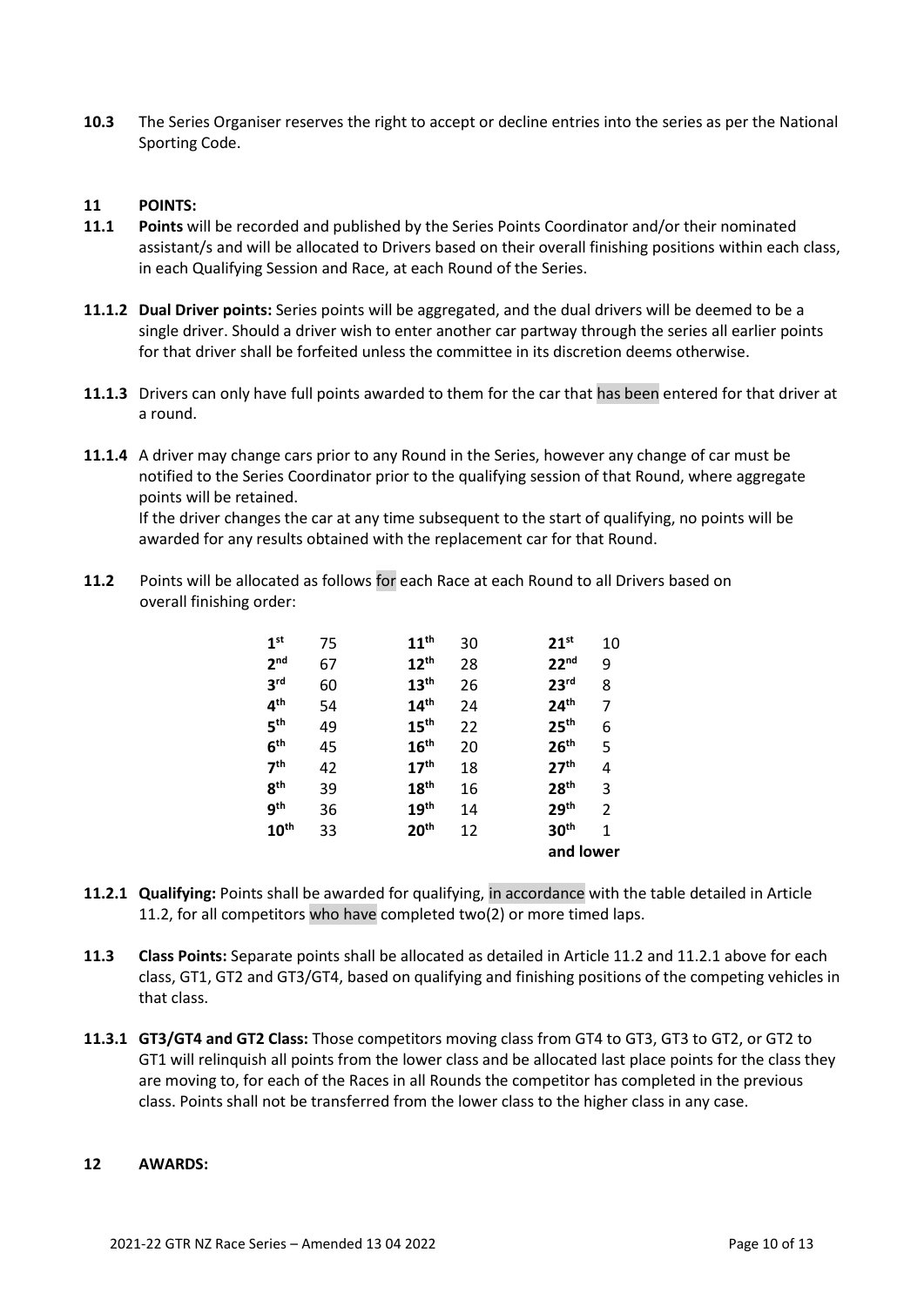**10.3** The Series Organiser reserves the right to accept or decline entries into the series as per the National Sporting Code.

## 11 POINTS:

**11.1** **Points** will be recorded and published by the Series Points Coordinator and/or their nominated assistant/s and will be allocated to Drivers based on their overall finishing positions within each class, in each Qualifying Session and Race, at each Round of the Series.

**11.1.2** **Dual Driver points:** Series points will be aggregated, and the dual drivers will be deemed to be a single driver. Should a driver wish to enter another car partway through the series all earlier points for that driver shall be forfeited unless the committee in its discretion deems otherwise.

**11.1.3** Drivers can only have full points awarded to them for the car that has been entered for that driver at a round.

**11.1.4** A driver may change cars prior to any Round in the Series, however any change of car must be notified to the Series Coordinator prior to the qualifying session of that Round, where aggregate points will be retained.
If the driver changes the car at any time subsequent to the start of qualifying, no points will be awarded for any results obtained with the replacement car for that Round.

**11.2** Points will be allocated as follows for each Race at each Round to all Drivers based on overall finishing order:

| Position | Points | Position | Points | Position | Points |
|---|---|---|---|---|---|
| **1st** | 75 | **11th** | 30 | **21st** | 10 |
| **2nd** | 67 | **12th** | 28 | **22nd** | 9 |
| **3rd** | 60 | **13th** | 26 | **23rd** | 8 |
| **4th** | 54 | **14th** | 24 | **24th** | 7 |
| **5th** | 49 | **15th** | 22 | **25th** | 6 |
| **6th** | 45 | **16th** | 20 | **26th** | 5 |
| **7th** | 42 | **17th** | 18 | **27th** | 4 |
| **8th** | 39 | **18th** | 16 | **28th** | 3 |
| **9th** | 36 | **19th** | 14 | **29th** | 2 |
| **10th** | 33 | **20th** | 12 | **30th and lower** | 1 |

**11.2.1** **Qualifying:** Points shall be awarded for qualifying, in accordance with the table detailed in Article 11.2, for all competitors who have completed two(2) or more timed laps.

**11.3** **Class Points:** Separate points shall be allocated as detailed in Article 11.2 and 11.2.1 above for each class, GT1, GT2 and GT3/GT4, based on qualifying and finishing positions of the competing vehicles in that class.

**11.3.1** **GT3/GT4 and GT2 Class:** Those competitors moving class from GT4 to GT3, GT3 to GT2, or GT2 to GT1 will relinquish all points from the lower class and be allocated last place points for the class they are moving to, for each of the Races in all Rounds the competitor has completed in the previous class. Points shall not be transferred from the lower class to the higher class in any case.

## 12 AWARDS: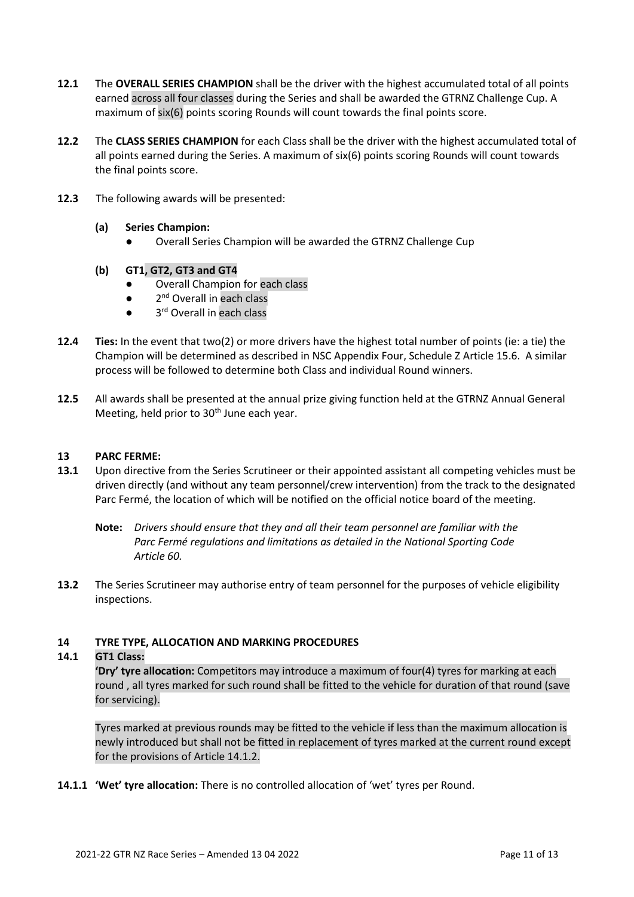**12.1** The **OVERALL SERIES CHAMPION** shall be the driver with the highest accumulated total of all points earned across all four classes during the Series and shall be awarded the GTRNZ Challenge Cup. A maximum of six(6) points scoring Rounds will count towards the final points score.

**12.2** The **CLASS SERIES CHAMPION** for each Class shall be the driver with the highest accumulated total of all points earned during the Series. A maximum of six(6) points scoring Rounds will count towards the final points score.

**12.3** The following awards will be presented:

**(a) Series Champion:**

- Overall Series Champion will be awarded the GTRNZ Challenge Cup

**(b) GT1, GT2, GT3 and GT4**

- Overall Champion for each class
- 2nd Overall in each class
- 3rd Overall in each class

**12.4** **Ties:** In the event that two(2) or more drivers have the highest total number of points (ie: a tie) the Champion will be determined as described in NSC Appendix Four, Schedule Z Article 15.6. A similar process will be followed to determine both Class and individual Round winners.

**12.5** All awards shall be presented at the annual prize giving function held at the GTRNZ Annual General Meeting, held prior to 30th June each year.

## 13 PARC FERME:

**13.1** Upon directive from the Series Scrutineer or their appointed assistant all competing vehicles must be driven directly (and without any team personnel/crew intervention) from the track to the designated Parc Fermé, the location of which will be notified on the official notice board of the meeting.

**Note:** *Drivers should ensure that they and all their team personnel are familiar with the Parc Fermé regulations and limitations as detailed in the National Sporting Code Article 60.*

**13.2** The Series Scrutineer may authorise entry of team personnel for the purposes of vehicle eligibility inspections.

## 14 TYRE TYPE, ALLOCATION AND MARKING PROCEDURES

**14.1 GT1 Class:**

**'Dry' tyre allocation:** Competitors may introduce a maximum of four(4) tyres for marking at each round , all tyres marked for such round shall be fitted to the vehicle for duration of that round (save for servicing).

Tyres marked at previous rounds may be fitted to the vehicle if less than the maximum allocation is newly introduced but shall not be fitted in replacement of tyres marked at the current round except for the provisions of Article 14.1.2.

**14.1.1 'Wet' tyre allocation:** There is no controlled allocation of 'wet' tyres per Round.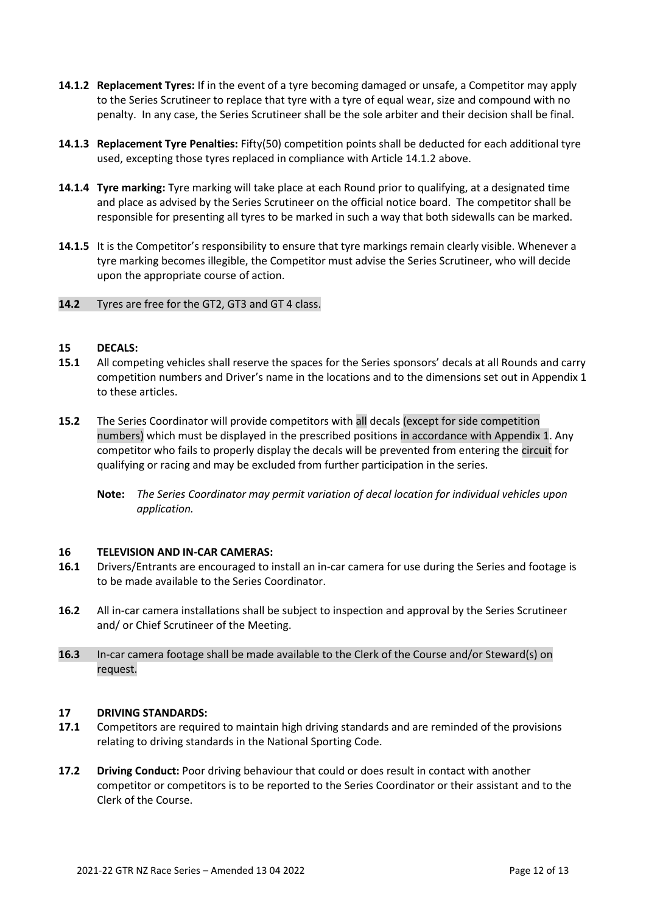**14.1.2 Replacement Tyres:** If in the event of a tyre becoming damaged or unsafe, a Competitor may apply to the Series Scrutineer to replace that tyre with a tyre of equal wear, size and compound with no penalty. In any case, the Series Scrutineer shall be the sole arbiter and their decision shall be final.

**14.1.3 Replacement Tyre Penalties:** Fifty(50) competition points shall be deducted for each additional tyre used, excepting those tyres replaced in compliance with Article 14.1.2 above.

**14.1.4 Tyre marking:** Tyre marking will take place at each Round prior to qualifying, at a designated time and place as advised by the Series Scrutineer on the official notice board. The competitor shall be responsible for presenting all tyres to be marked in such a way that both sidewalls can be marked.

**14.1.5** It is the Competitor's responsibility to ensure that tyre markings remain clearly visible. Whenever a tyre marking becomes illegible, the Competitor must advise the Series Scrutineer, who will decide upon the appropriate course of action.

**14.2** Tyres are free for the GT2, GT3 and GT 4 class.

## 15 DECALS:

**15.1** All competing vehicles shall reserve the spaces for the Series sponsors' decals at all Rounds and carry competition numbers and Driver's name in the locations and to the dimensions set out in Appendix 1 to these articles.

**15.2** The Series Coordinator will provide competitors with all decals (except for side competition numbers) which must be displayed in the prescribed positions in accordance with Appendix 1. Any competitor who fails to properly display the decals will be prevented from entering the circuit for qualifying or racing and may be excluded from further participation in the series.

**Note:** *The Series Coordinator may permit variation of decal location for individual vehicles upon application.*

## 16 TELEVISION AND IN-CAR CAMERAS:

**16.1** Drivers/Entrants are encouraged to install an in-car camera for use during the Series and footage is to be made available to the Series Coordinator.

**16.2** All in-car camera installations shall be subject to inspection and approval by the Series Scrutineer and/ or Chief Scrutineer of the Meeting.

**16.3** In-car camera footage shall be made available to the Clerk of the Course and/or Steward(s) on request.

## 17 DRIVING STANDARDS:

**17.1** Competitors are required to maintain high driving standards and are reminded of the provisions relating to driving standards in the National Sporting Code.

**17.2 Driving Conduct:** Poor driving behaviour that could or does result in contact with another competitor or competitors is to be reported to the Series Coordinator or their assistant and to the Clerk of the Course.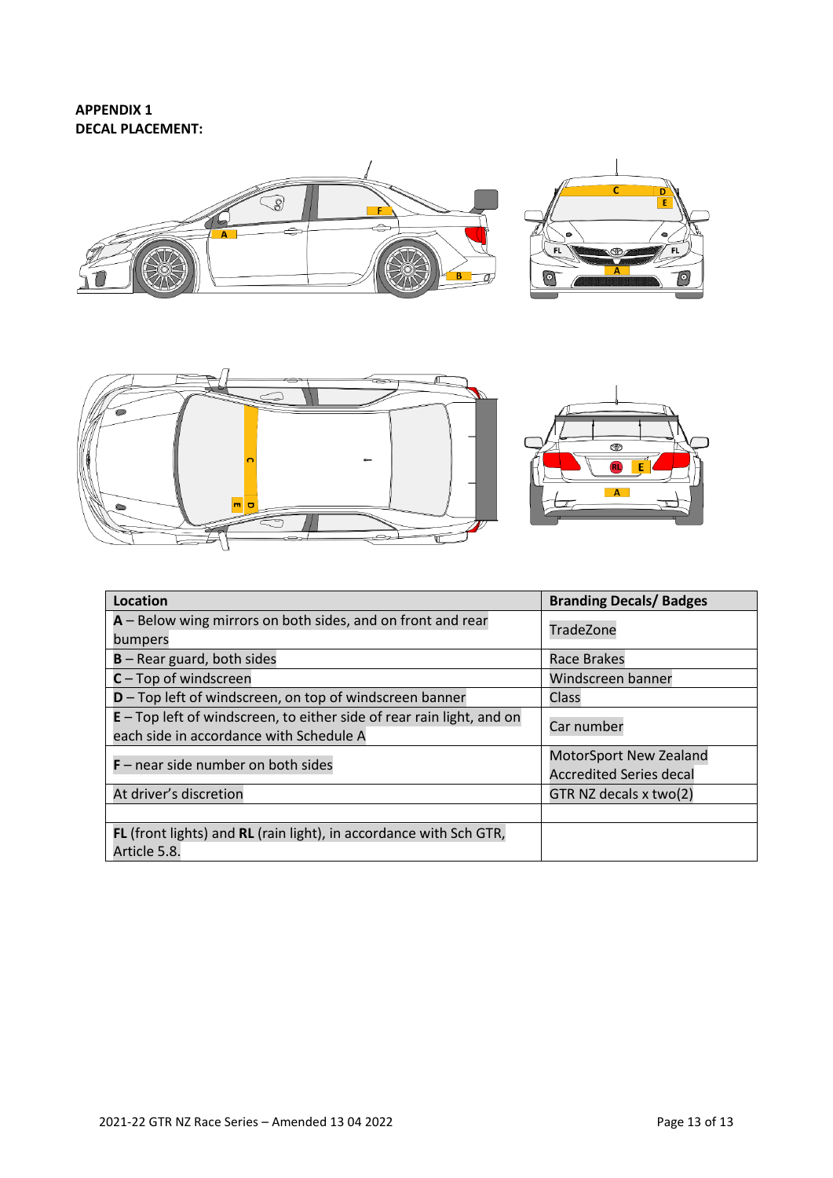**APPENDIX 1**
**DECAL PLACEMENT:**

| Location | Branding Decals/ Badges |
|---|---|
| **A** – Below wing mirrors on both sides, and on front and rear bumpers | TradeZone |
| **B** – Rear guard, both sides | Race Brakes |
| **C** – Top of windscreen | Windscreen banner |
| **D** – Top left of windscreen, on top of windscreen banner | Class |
| **E** – Top left of windscreen, to either side of rear rain light, and on each side in accordance with Schedule A | Car number |
| **F** – near side number on both sides | MotorSport New Zealand Accredited Series decal |
| At driver's discretion | GTR NZ decals x two(2) |
| | |
| **FL** (front lights) and **RL** (rain light), in accordance with Sch GTR, Article 5.8. | |